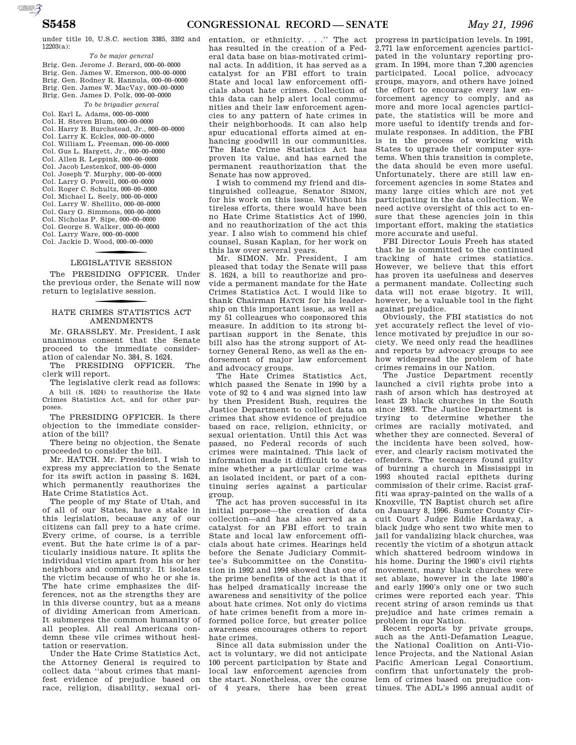under title 10, U.S.C. section 3385, 3392 and 12203(a):

*To be major general*

Brig. Gen. Jerome J. Berard, 000–00–0000
Brig. Gen. James W. Emerson, 000–00–0000
Brig. Gen. Rodney R. Hannula, 000–00–0000
Brig. Gen. James W. MacVay, 000–00–0000
Brig. Gen. James D. Polk, 000–00–0000

*To be brigadier general*

Col. Earl L. Adams, 000–00–0000
Col. H. Steven Blum, 000–00–0000
Col. Harry B. Burchstead, Jr., 000–00–0000
Col. Larry K. Eckles, 000–00–0000
Col. William L. Freeman, 000–00–0000
Col. Gus L. Hargett, Jr., 000–00–0000
Col. Allen R. Leppink, 000–00–0000
Col. Jacob Lestenkof, 000–00–0000
Col. Joseph T. Murphy, 000–00–0000
Col. Larry G. Powell, 000–00–0000
Col. Roger C. Schultz, 000–00–0000
Col. Michael L. Seely, 000–00–0000
Col. Larry W. Shellito, 000–00–0000
Col. Gary G. Simmons, 000–00–0000
Col. Nicholas P. Sipe, 000–00–0000
Col. George S. Walker, 000–00–0000
Col. Larry Ware, 000–00–0000
Col. Jackie D. Wood, 000–00–0000

## LEGISLATIVE SESSION

The PRESIDING OFFICER. Under the previous order, the Senate will now return to legislative session.

## HATE CRIMES STATISTICS ACT AMENDMENTS

Mr. GRASSLEY. Mr. President, I ask unanimous consent that the Senate proceed to the immediate consideration of calendar No. 384, S. 1624.

The PRESIDING OFFICER. The clerk will report.

The legislative clerk read as follows:

A bill (S. 1624) to reauthorize the Hate Crimes Statistics Act, and for other purposes.

The PRESIDING OFFICER. Is there objection to the immediate consideration of the bill?

There being no objection, the Senate proceeded to consider the bill.

Mr. HATCH. Mr. President, I wish to express my appreciation to the Senate for its swift action in passing S. 1624, which permanently reauthorizes the Hate Crime Statistics Act.

The people of my State of Utah, and of all of our States, have a stake in this legislation, because any of our citizens can fall prey to a hate crime. Every crime, of course, is a terrible event. But the hate crime is of a particularly insidious nature. It splits the individual victim apart from his or her neighbors and community. It isolates the victim because of who he or she is. The hate crime emphasizes the differences, not as the strengths they are in this diverse country, but as a means of dividing American from American. It submerges the common humanity of all peoples. All real Americans condemn these vile crimes without hesitation or reservation.

Under the Hate Crime Statistics Act, the Attorney General is required to collect data ''about crimes that manifest evidence of prejudice based on race, religion, disability, sexual orientation, or ethnicity. . . .'' The act has resulted in the creation of a Federal data base on bias-motivated criminal acts. In addition, it has served as a catalyst for an FBI effort to train State and local law enforcement officials about hate crimes. Collection of this data can help alert local communities and their law enforcement agencies to any pattern of hate crimes in their neighborhoods. It can also help spur educational efforts aimed at enhancing goodwill in our communities. The Hate Crime Statistics Act has proven its value, and has earned the permanent reauthorization that the Senate has now approved.

I wish to commend my friend and distinguished colleague, Senator SIMON, for his work on this issue. Without his tireless efforts, there would have been no Hate Crime Statistics Act of 1990, and no reauthorization of the act this year. I also wish to commend his chief counsel, Susan Kaplan, for her work on this law over several years.

Mr. SIMON. Mr. President, I am pleased that today the Senate will pass S. 1624, a bill to reauthorize and provide a permanent mandate for the Hate Crimes Statistics Act. I would like to thank Chairman HATCH for his leadership on this important issue, as well as my 51 colleagues who cosponsored this measure. In addition to its strong bipartisan support in the Senate, this bill also has the strong support of Attorney General Reno, as well as the endorsement of major law enforcement and advocacy groups.

The Hate Crimes Statistics Act, which passed the Senate in 1990 by a vote of 92 to 4 and was signed into law by then President Bush, requires the Justice Department to collect data on crimes that show evidence of prejudice based on race, religion, ethnicity, or sexual orientation. Until this Act was passed, no Federal records of such crimes were maintained. This lack of information made it difficult to determine whether a particular crime was an isolated incident, or part of a continuing series against a particular group.

The act has proven successful in its initial purpose—the creation of data collection—and has also served as a catalyst for an FBI effort to train State and local law enforcement officials about hate crimes. Hearings held before the Senate Judiciary Committee's Subcommittee on the Constitution in 1992 and 1994 showed that one of the prime benefits of the act is that it has helped dramatically increase the awareness and sensitivity of the police about hate crimes. Not only do victims of hate crimes benefit from a more informed police force, but greater police awareness encourages others to report hate crimes.

Since all data submission under the act is voluntary, we did not anticipate 100 percent participation by State and local law enforcement agencies from the start. Nonetheless, over the course of 4 years, there has been great progress in participation levels. In 1991, 2,771 law enforcement agencies participated in the voluntary reporting program. In 1994, more than 7,200 agencies participated. Local police, advocacy groups, mayors, and others have joined the effort to encourage every law enforcement agency to comply, and as more and more local agencies participate, the statistics will be more and more useful to identify trends and formulate responses. In addition, the FBI is in the process of working with States to upgrade their computer systems. When this transition is complete, the data should be even more useful. Unfortunately, there are still law enforcement agencies in some States and many large cities which are not yet participating in the data collection. We need active oversight of this act to ensure that these agencies join in this important effort, making the statistics more accurate and useful.

FBI Director Louis Freeh has stated that he is committed to the continued tracking of hate crimes statistics. However, we believe that this effort has proven its usefulness and deserves a permanent mandate. Collecting such data will not erase bigotry. It will, however, be a valuable tool in the fight against prejudice.

Obviously, the FBI statistics do not yet accurately reflect the level of violence motivated by prejudice in our society. We need only read the headlines and reports by advocacy groups to see how widespread the problem of hate crimes remains in our Nation.

The Justice Department recently launched a civil rights probe into a rash of arson which has destroyed at least 23 black churches in the South since 1993. The Justice Department is trying to determine whether the crimes are racially motivated, and whether they are connected. Several of the incidents have been solved, however, and clearly racism motivated the offenders. The teenagers found guilty of burning a church in Mississippi in 1993 shouted racial epithets during commission of their crime. Racist graffiti was spray-painted on the walls of a Knoxville, TN Baptist church set afire on January 8, 1996. Sumter County Circuit Court Judge Eddie Hardaway, a black judge who sent two white men to jail for vandalizing black churches, was recently the victim of a shotgun attack which shattered bedroom windows in his home. During the 1960's civil rights movement, many black churches were set ablaze, however in the late 1980's and early 1990's only one or two such crimes were reported each year. This recent string of arson reminds us that prejudice and hate crimes remain a problem in our Nation.

Recent reports by private groups, such as the Anti-Defamation League, the National Coalition on Anti-Violence Projects, and the National Asian Pacific American Legal Consortium, confirm that unfortunately the problem of crimes based on prejudice continues. The ADL's 1995 annual audit of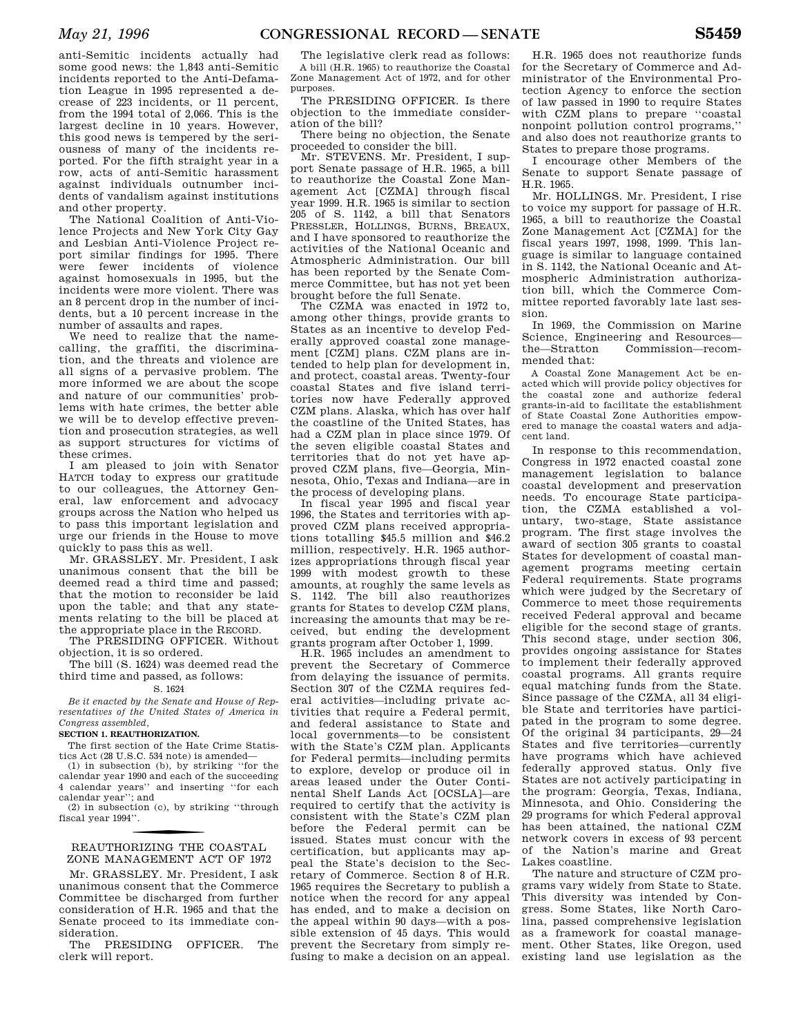anti-Semitic incidents actually had some good news: the 1,843 anti-Semitic incidents reported to the Anti-Defamation League in 1995 represented a decrease of 223 incidents, or 11 percent, from the 1994 total of 2,066. This is the largest decline in 10 years. However, this good news is tempered by the seriousness of many of the incidents reported. For the fifth straight year in a row, acts of anti-Semitic harassment against individuals outnumber incidents of vandalism against institutions and other property.

The National Coalition of Anti-Violence Projects and New York City Gay and Lesbian Anti-Violence Project report similar findings for 1995. There were fewer incidents of violence against homosexuals in 1995, but the incidents were more violent. There was an 8 percent drop in the number of incidents, but a 10 percent increase in the number of assaults and rapes.

We need to realize that the name-calling, the graffiti, the discrimination, and the threats and violence are all signs of a pervasive problem. The more informed we are about the scope and nature of our communities' problems with hate crimes, the better able we will be to develop effective prevention and prosecution strategies, as well as support structures for victims of these crimes.

I am pleased to join with Senator HATCH today to express our gratitude to our colleagues, the Attorney General, law enforcement and advocacy groups across the Nation who helped us to pass this important legislation and urge our friends in the House to move quickly to pass this as well.

Mr. GRASSLEY. Mr. President, I ask unanimous consent that the bill be deemed read a third time and passed; that the motion to reconsider be laid upon the table; and that any statements relating to the bill be placed at the appropriate place in the RECORD.

The PRESIDING OFFICER. Without objection, it is so ordered.

The bill (S. 1624) was deemed read the third time and passed, as follows:

S. 1624

*Be it enacted by the Senate and House of Representatives of the United States of America in Congress assembled,*

**SECTION 1. REAUTHORIZATION.**

The first section of the Hate Crime Statistics Act (28 U.S.C. 534 note) is amended—

(1) in subsection (b), by striking "for the calendar year 1990 and each of the succeeding 4 calendar years" and inserting "for each calendar year"; and

(2) in subsection (c), by striking "through fiscal year 1994".

## REAUTHORIZING THE COASTAL ZONE MANAGEMENT ACT OF 1972

Mr. GRASSLEY. Mr. President, I ask unanimous consent that the Commerce Committee be discharged from further consideration of H.R. 1965 and that the Senate proceed to its immediate consideration.

The PRESIDING OFFICER. The clerk will report.

The legislative clerk read as follows:

A bill (H.R. 1965) to reauthorize the Coastal Zone Management Act of 1972, and for other purposes.

The PRESIDING OFFICER. Is there objection to the immediate consideration of the bill?

There being no objection, the Senate proceeded to consider the bill.

Mr. STEVENS. Mr. President, I support Senate passage of H.R. 1965, a bill to reauthorize the Coastal Zone Management Act [CZMA] through fiscal year 1999. H.R. 1965 is similar to section 205 of S. 1142, a bill that Senators PRESSLER, HOLLINGS, BURNS, BREAUX, and I have sponsored to reauthorize the activities of the National Oceanic and Atmospheric Administration. Our bill has been reported by the Senate Commerce Committee, but has not yet been brought before the full Senate.

The CZMA was enacted in 1972 to, among other things, provide grants to States as an incentive to develop Federally approved coastal zone management [CZM] plans. CZM plans are intended to help plan for development in, and protect, coastal areas. Twenty-four coastal States and five island territories now have Federally approved CZM plans. Alaska, which has over half the coastline of the United States, has had a CZM plan in place since 1979. Of the seven eligible coastal States and territories that do not yet have approved CZM plans, five—Georgia, Minnesota, Ohio, Texas and Indiana—are in the process of developing plans.

In fiscal year 1995 and fiscal year 1996, the States and territories with approved CZM plans received appropriations totalling $45.5 million and $46.2 million, respectively. H.R. 1965 authorizes appropriations through fiscal year 1999 with modest growth to these amounts, at roughly the same levels as S. 1142. The bill also reauthorizes grants for States to develop CZM plans, increasing the amounts that may be received, but ending the development grants program after October 1, 1999.

H.R. 1965 includes an amendment to prevent the Secretary of Commerce from delaying the issuance of permits. Section 307 of the CZMA requires federal activities—including private activities that require a Federal permit, and federal assistance to State and local governments—to be consistent with the State's CZM plan. Applicants for Federal permits—including permits to explore, develop or produce oil in areas leased under the Outer Continental Shelf Lands Act [OCSLA]—are required to certify that the activity is consistent with the State's CZM plan before the Federal permit can be issued. States must concur with the certification, but applicants may appeal the State's decision to the Secretary of Commerce. Section 8 of H.R. 1965 requires the Secretary to publish a notice when the record for any appeal has ended, and to make a decision on the appeal within 90 days—with a possible extension of 45 days. This would prevent the Secretary from simply refusing to make a decision on an appeal.

H.R. 1965 does not reauthorize funds for the Secretary of Commerce and Administrator of the Environmental Protection Agency to enforce the section of law passed in 1990 to require States with CZM plans to prepare "coastal nonpoint pollution control programs," and also does not reauthorize grants to States to prepare those programs.

I encourage other Members of the Senate to support Senate passage of H.R. 1965.

Mr. HOLLINGS. Mr. President, I rise to voice my support for passage of H.R. 1965, a bill to reauthorize the Coastal Zone Management Act [CZMA] for the fiscal years 1997, 1998, 1999. This language is similar to language contained in S. 1142, the National Oceanic and Atmospheric Administration authorization bill, which the Commerce Committee reported favorably late last session.

In 1969, the Commission on Marine Science, Engineering and Resources—the—Stratton Commission—recommended that:

A Coastal Zone Management Act be enacted which will provide policy objectives for the coastal zone and authorize federal grants-in-aid to facilitate the establishment of State Coastal Zone Authorities empowered to manage the coastal waters and adjacent land.

In response to this recommendation, Congress in 1972 enacted coastal zone management legislation to balance coastal development and preservation needs. To encourage State participation, the CZMA established a voluntary, two-stage, State assistance program. The first stage involves the award of section 305 grants to coastal States for development of coastal management programs meeting certain Federal requirements. State programs which were judged by the Secretary of Commerce to meet those requirements received Federal approval and became eligible for the second stage of grants. This second stage, under section 306, provides ongoing assistance for States to implement their federally approved coastal programs. All grants require equal matching funds from the State. Since passage of the CZMA, all 34 eligible State and territories have participated in the program to some degree. Of the original 34 participants, 29—24 States and five territories—currently have programs which have achieved federally approved status. Only five States are not actively participating in the program: Georgia, Texas, Indiana, Minnesota, and Ohio. Considering the 29 programs for which Federal approval has been attained, the national CZM network covers in excess of 93 percent of the Nation's marine and Great Lakes coastline.

The nature and structure of CZM programs vary widely from State to State. This diversity was intended by Congress. Some States, like North Carolina, passed comprehensive legislation as a framework for coastal management. Other States, like Oregon, used existing land use legislation as the